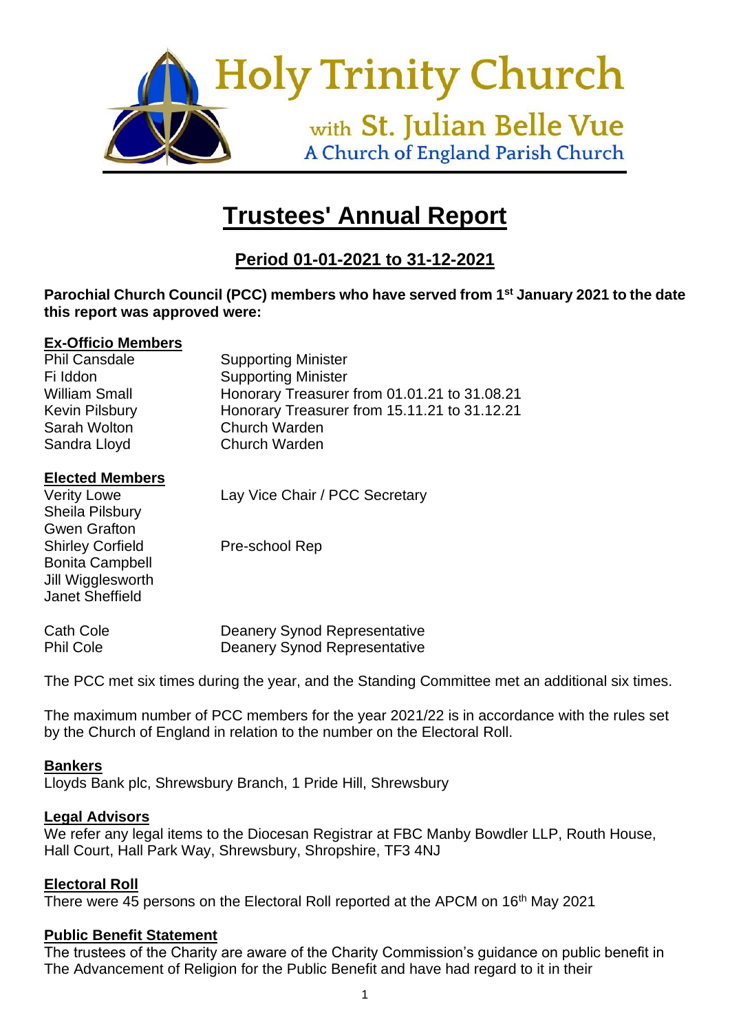# Holy Trinity Church

## with St. Julian Belle Vue

### A Church of England Parish Church

# Trustees' Annual Report

## Period 01-01-2021 to 31-12-2021

**Parochial Church Council (PCC) members who have served from 1st January 2021 to the date this report was approved were:**

**Ex-Officio Members**

| | |
|---|---|
| Phil Cansdale | Supporting Minister |
| Fi Iddon | Supporting Minister |
| William Small | Honorary Treasurer from 01.01.21 to 31.08.21 |
| Kevin Pilsbury | Honorary Treasurer from 15.11.21 to 31.12.21 |
| Sarah Wolton | Church Warden |
| Sandra Lloyd | Church Warden |

**Elected Members**

| | |
|---|---|
| Verity Lowe | Lay Vice Chair / PCC Secretary |
| Sheila Pilsbury | |
| Gwen Grafton | |
| Shirley Corfield | Pre-school Rep |
| Bonita Campbell | |
| Jill Wigglesworth | |
| Janet Sheffield | |
| | |
| Cath Cole | Deanery Synod Representative |
| Phil Cole | Deanery Synod Representative |

The PCC met six times during the year, and the Standing Committee met an additional six times.

The maximum number of PCC members for the year 2021/22 is in accordance with the rules set by the Church of England in relation to the number on the Electoral Roll.

**Bankers**

Lloyds Bank plc, Shrewsbury Branch, 1 Pride Hill, Shrewsbury

**Legal Advisors**

We refer any legal items to the Diocesan Registrar at FBC Manby Bowdler LLP, Routh House, Hall Court, Hall Park Way, Shrewsbury, Shropshire, TF3 4NJ

**Electoral Roll**

There were 45 persons on the Electoral Roll reported at the APCM on 16th May 2021

**Public Benefit Statement**

The trustees of the Charity are aware of the Charity Commission's guidance on public benefit in The Advancement of Religion for the Public Benefit and have had regard to it in their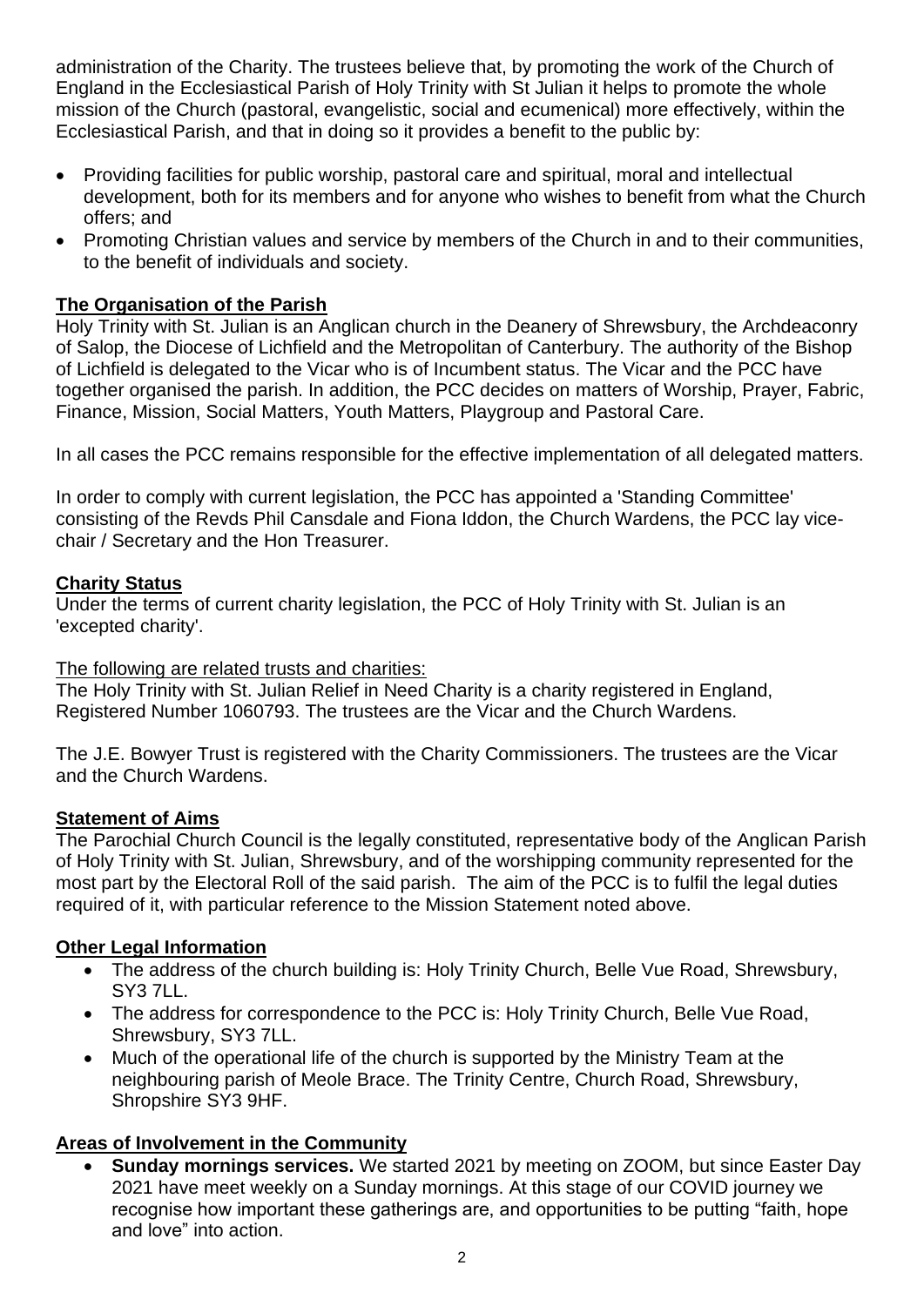administration of the Charity. The trustees believe that, by promoting the work of the Church of England in the Ecclesiastical Parish of Holy Trinity with St Julian it helps to promote the whole mission of the Church (pastoral, evangelistic, social and ecumenical) more effectively, within the Ecclesiastical Parish, and that in doing so it provides a benefit to the public by:

- Providing facilities for public worship, pastoral care and spiritual, moral and intellectual development, both for its members and for anyone who wishes to benefit from what the Church offers; and
- Promoting Christian values and service by members of the Church in and to their communities, to the benefit of individuals and society.

## The Organisation of the Parish

Holy Trinity with St. Julian is an Anglican church in the Deanery of Shrewsbury, the Archdeaconry of Salop, the Diocese of Lichfield and the Metropolitan of Canterbury. The authority of the Bishop of Lichfield is delegated to the Vicar who is of Incumbent status. The Vicar and the PCC have together organised the parish. In addition, the PCC decides on matters of Worship, Prayer, Fabric, Finance, Mission, Social Matters, Youth Matters, Playgroup and Pastoral Care.

In all cases the PCC remains responsible for the effective implementation of all delegated matters.

In order to comply with current legislation, the PCC has appointed a 'Standing Committee' consisting of the Revds Phil Cansdale and Fiona Iddon, the Church Wardens, the PCC lay vice-chair / Secretary and the Hon Treasurer.

## Charity Status

Under the terms of current charity legislation, the PCC of Holy Trinity with St. Julian is an 'excepted charity'.

The following are related trusts and charities:

The Holy Trinity with St. Julian Relief in Need Charity is a charity registered in England, Registered Number 1060793. The trustees are the Vicar and the Church Wardens.

The J.E. Bowyer Trust is registered with the Charity Commissioners. The trustees are the Vicar and the Church Wardens.

## Statement of Aims

The Parochial Church Council is the legally constituted, representative body of the Anglican Parish of Holy Trinity with St. Julian, Shrewsbury, and of the worshipping community represented for the most part by the Electoral Roll of the said parish. The aim of the PCC is to fulfil the legal duties required of it, with particular reference to the Mission Statement noted above.

## Other Legal Information

- The address of the church building is: Holy Trinity Church, Belle Vue Road, Shrewsbury, SY3 7LL.
- The address for correspondence to the PCC is: Holy Trinity Church, Belle Vue Road, Shrewsbury, SY3 7LL.
- Much of the operational life of the church is supported by the Ministry Team at the neighbouring parish of Meole Brace. The Trinity Centre, Church Road, Shrewsbury, Shropshire SY3 9HF.

## Areas of Involvement in the Community

- **Sunday mornings services.** We started 2021 by meeting on ZOOM, but since Easter Day 2021 have meet weekly on a Sunday mornings. At this stage of our COVID journey we recognise how important these gatherings are, and opportunities to be putting "faith, hope and love" into action.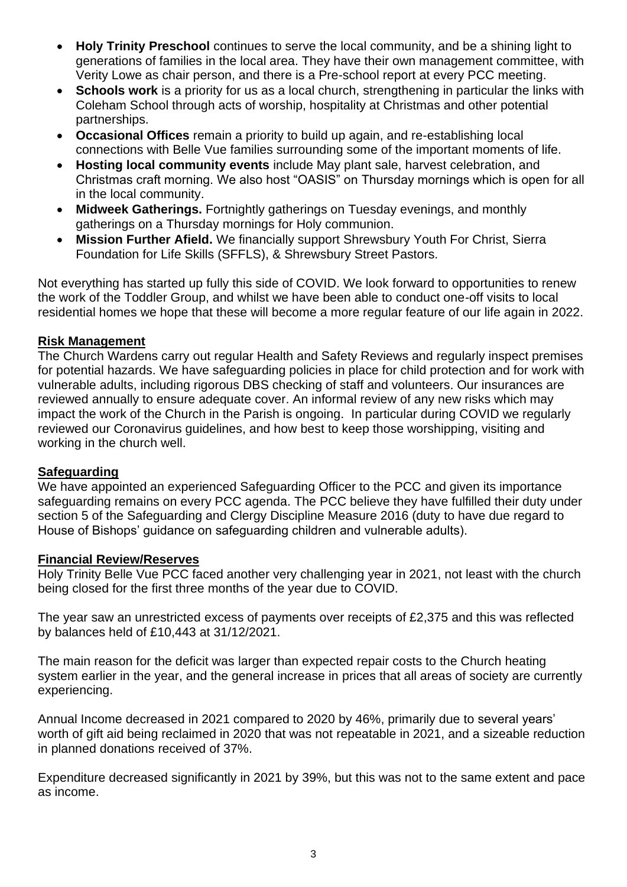- **Holy Trinity Preschool** continues to serve the local community, and be a shining light to generations of families in the local area. They have their own management committee, with Verity Lowe as chair person, and there is a Pre-school report at every PCC meeting.
- **Schools work** is a priority for us as a local church, strengthening in particular the links with Coleham School through acts of worship, hospitality at Christmas and other potential partnerships.
- **Occasional Offices** remain a priority to build up again, and re-establishing local connections with Belle Vue families surrounding some of the important moments of life.
- **Hosting local community events** include May plant sale, harvest celebration, and Christmas craft morning. We also host "OASIS" on Thursday mornings which is open for all in the local community.
- **Midweek Gatherings.** Fortnightly gatherings on Tuesday evenings, and monthly gatherings on a Thursday mornings for Holy communion.
- **Mission Further Afield.** We financially support Shrewsbury Youth For Christ, Sierra Foundation for Life Skills (SFFLS), & Shrewsbury Street Pastors.

Not everything has started up fully this side of COVID. We look forward to opportunities to renew the work of the Toddler Group, and whilst we have been able to conduct one-off visits to local residential homes we hope that these will become a more regular feature of our life again in 2022.

## Risk Management

The Church Wardens carry out regular Health and Safety Reviews and regularly inspect premises for potential hazards. We have safeguarding policies in place for child protection and for work with vulnerable adults, including rigorous DBS checking of staff and volunteers. Our insurances are reviewed annually to ensure adequate cover. An informal review of any new risks which may impact the work of the Church in the Parish is ongoing. In particular during COVID we regularly reviewed our Coronavirus guidelines, and how best to keep those worshipping, visiting and working in the church well.

## Safeguarding

We have appointed an experienced Safeguarding Officer to the PCC and given its importance safeguarding remains on every PCC agenda. The PCC believe they have fulfilled their duty under section 5 of the Safeguarding and Clergy Discipline Measure 2016 (duty to have due regard to House of Bishops' guidance on safeguarding children and vulnerable adults).

## Financial Review/Reserves

Holy Trinity Belle Vue PCC faced another very challenging year in 2021, not least with the church being closed for the first three months of the year due to COVID.

The year saw an unrestricted excess of payments over receipts of £2,375 and this was reflected by balances held of £10,443 at 31/12/2021.

The main reason for the deficit was larger than expected repair costs to the Church heating system earlier in the year, and the general increase in prices that all areas of society are currently experiencing.

Annual Income decreased in 2021 compared to 2020 by 46%, primarily due to several years' worth of gift aid being reclaimed in 2020 that was not repeatable in 2021, and a sizeable reduction in planned donations received of 37%.

Expenditure decreased significantly in 2021 by 39%, but this was not to the same extent and pace as income.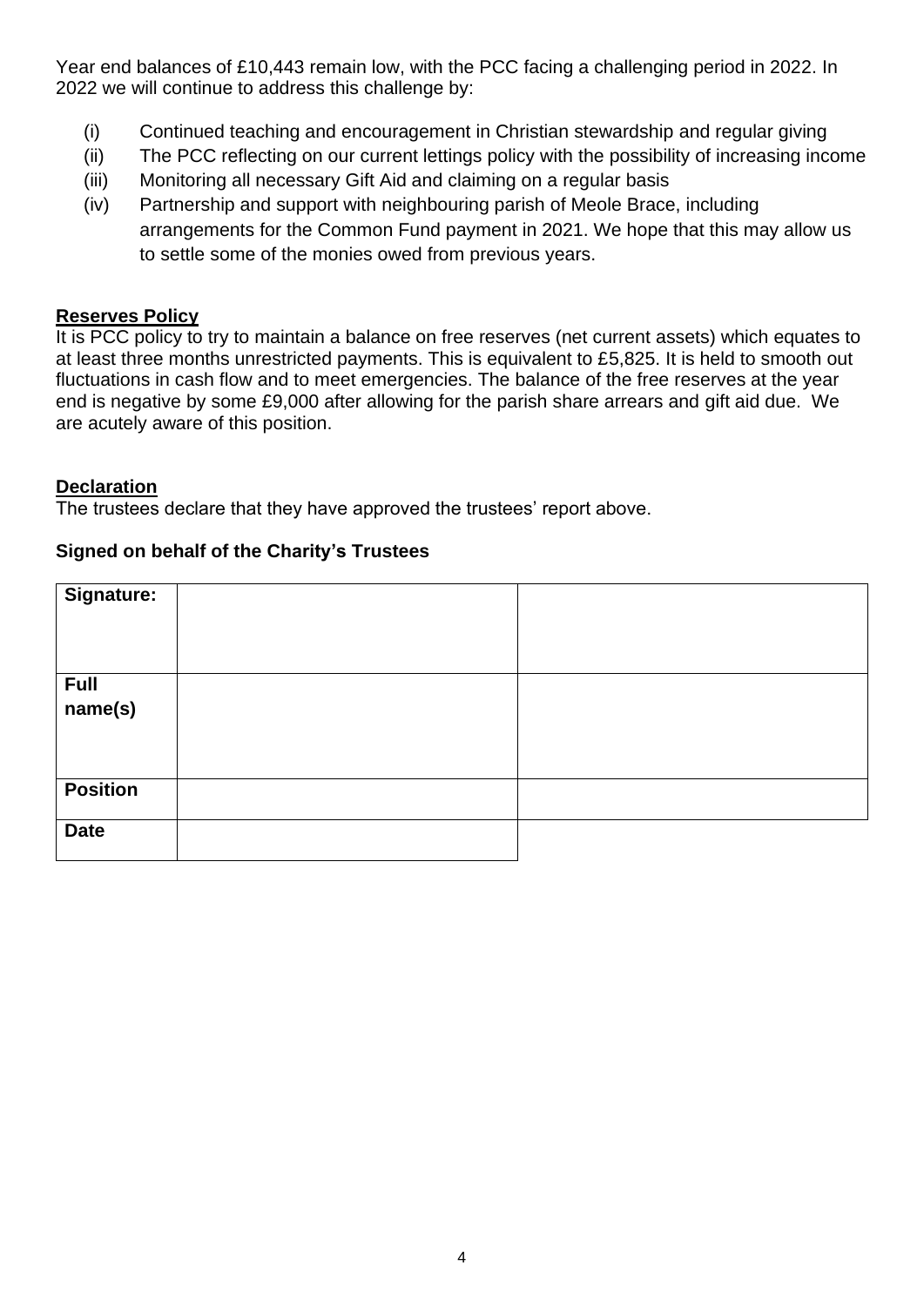Year end balances of £10,443 remain low, with the PCC facing a challenging period in 2022. In 2022 we will continue to address this challenge by:

(i) Continued teaching and encouragement in Christian stewardship and regular giving
(ii) The PCC reflecting on our current lettings policy with the possibility of increasing income
(iii) Monitoring all necessary Gift Aid and claiming on a regular basis
(iv) Partnership and support with neighbouring parish of Meole Brace, including arrangements for the Common Fund payment in 2021. We hope that this may allow us to settle some of the monies owed from previous years.

## Reserves Policy

It is PCC policy to try to maintain a balance on free reserves (net current assets) which equates to at least three months unrestricted payments. This is equivalent to £5,825. It is held to smooth out fluctuations in cash flow and to meet emergencies. The balance of the free reserves at the year end is negative by some £9,000 after allowing for the parish share arrears and gift aid due. We are acutely aware of this position.

## Declaration

The trustees declare that they have approved the trustees' report above.

**Signed on behalf of the Charity's Trustees**

| | | |
|---|---|---|
| **Signature:** | | |
| **Full name(s)** | | |
| **Position** | | |
| **Date** | | |